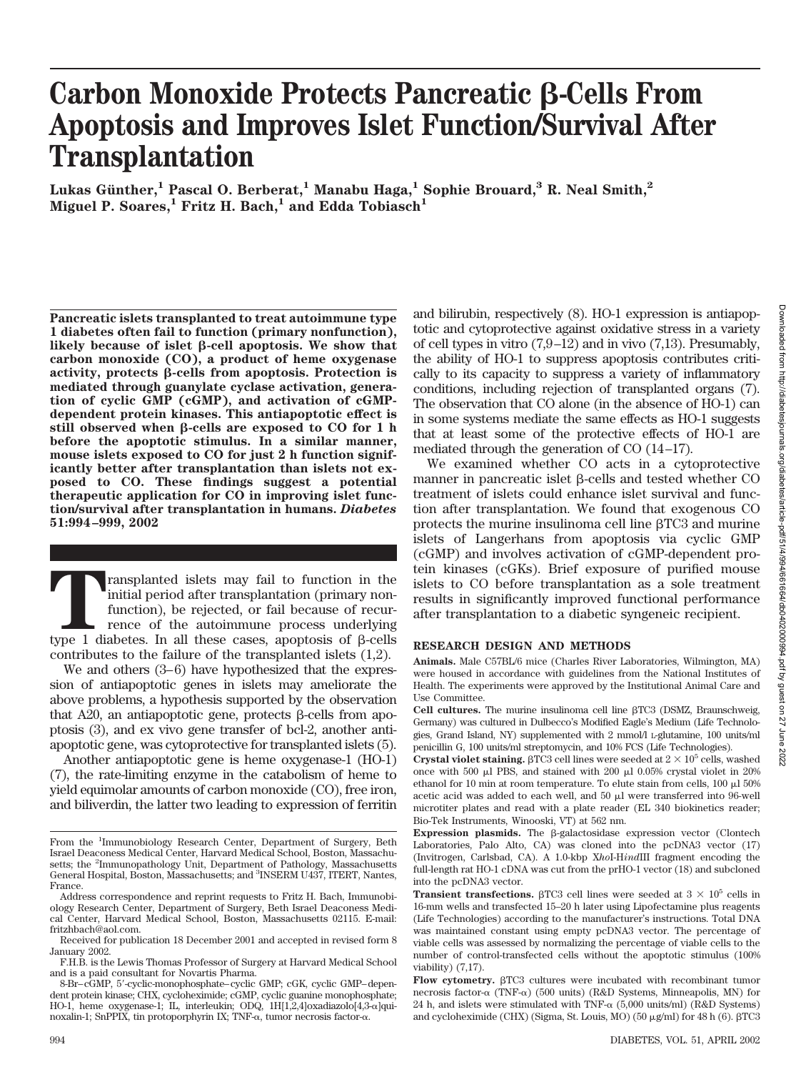# Carbon Monoxide Protects Pancreatic β-Cells From Apoptosis and Improves Islet Function/Survival After Transplantation

**Lukas Günther,[1] Pascal O. Berberat,[1] Manabu Haga,[1] Sophie Brouard,[3] R. Neal Smith,[2] Miguel P. Soares,[1] Fritz H. Bach,[1] and Edda Tobiasch[1]**

**Pancreatic islets transplanted to treat autoimmune type 1 diabetes often fail to function (primary nonfunction), likely because of islet β-cell apoptosis. We show that carbon monoxide (CO), a product of heme oxygenase activity, protects β-cells from apoptosis. Protection is mediated through guanylate cyclase activation, generation of cyclic GMP (cGMP), and activation of cGMP-dependent protein kinases. This antiapoptotic effect is still observed when β-cells are exposed to CO for 1 h before the apoptotic stimulus. In a similar manner, mouse islets exposed to CO for just 2 h function significantly better after transplantation than islets not exposed to CO. These findings suggest a potential therapeutic application for CO in improving islet function/survival after transplantation in humans. *Diabetes* 51:994–999, 2002**

Transplanted islets may fail to function in the initial period after transplantation (primary nonfunction), be rejected, or fail because of recurrence of the autoimmune process underlying type 1 diabetes. In all these cases, apoptosis of β-cells contributes to the failure of the transplanted islets (1,2).

We and others (3–6) have hypothesized that the expression of antiapoptotic genes in islets may ameliorate the above problems, a hypothesis supported by the observation that A20, an antiapoptotic gene, protects β-cells from apoptosis (3), and ex vivo gene transfer of bcl-2, another antiapoptotic gene, was cytoprotective for transplanted islets (5).

Another antiapoptotic gene is heme oxygenase-1 (HO-1) (7), the rate-limiting enzyme in the catabolism of heme to yield equimolar amounts of carbon monoxide (CO), free iron, and biliverdin, the latter two leading to expression of ferritin and bilirubin, respectively (8). HO-1 expression is antiapoptotic and cytoprotective against oxidative stress in a variety of cell types in vitro (7,9–12) and in vivo (7,13). Presumably, the ability of HO-1 to suppress apoptosis contributes critically to its capacity to suppress a variety of inflammatory conditions, including rejection of transplanted organs (7). The observation that CO alone (in the absence of HO-1) can in some systems mediate the same effects as HO-1 suggests that at least some of the protective effects of HO-1 are mediated through the generation of CO (14–17).

We examined whether CO acts in a cytoprotective manner in pancreatic islet β-cells and tested whether CO treatment of islets could enhance islet survival and function after transplantation. We found that exogenous CO protects the murine insulinoma cell line βTC3 and murine islets of Langerhans from apoptosis via cyclic GMP (cGMP) and involves activation of cGMP-dependent protein kinases (cGKs). Brief exposure of purified mouse islets to CO before transplantation as a sole treatment results in significantly improved functional performance after transplantation to a diabetic syngeneic recipient.

## RESEARCH DESIGN AND METHODS

**Animals.** Male C57BL/6 mice (Charles River Laboratories, Wilmington, MA) were housed in accordance with guidelines from the National Institutes of Health. The experiments were approved by the Institutional Animal Care and Use Committee.

**Cell cultures.** The murine insulinoma cell line βTC3 (DSMZ, Braunschweig, Germany) was cultured in Dulbecco's Modified Eagle's Medium (Life Technologies, Grand Island, NY) supplemented with 2 mmol/l L-glutamine, 100 units/ml penicillin G, 100 units/ml streptomycin, and 10% FCS (Life Technologies).

**Crystal violet staining.** βTC3 cell lines were seeded at $2 \times 10^5$ cells, washed once with 500 μl PBS, and stained with 200 μl 0.05% crystal violet in 20% ethanol for 10 min at room temperature. To elute stain from cells, 100 μl 50% acetic acid was added to each well, and 50 μl were transferred into 96-well microtiter plates and read with a plate reader (EL 340 biokinetics reader; Bio-Tek Instruments, Winooski, VT) at 562 nm.

**Expression plasmids.** The β-galactosidase expression vector (Clontech Laboratories, Palo Alto, CA) was cloned into the pcDNA3 vector (17) (Invitrogen, Carlsbad, CA). A 1.0-kbp *Xho*I-*Hind*III fragment encoding the full-length rat HO-1 cDNA was cut from the prHO-1 vector (18) and subcloned into the pcDNA3 vector.

**Transient transfections.** βTC3 cell lines were seeded at $3 \times 10^5$ cells in 16-mm wells and transfected 15–20 h later using Lipofectamine plus reagents (Life Technologies) according to the manufacturer's instructions. Total DNA was maintained constant using empty pcDNA3 vector. The percentage of viable cells was assessed by normalizing the percentage of viable cells to the number of control-transfected cells without the apoptotic stimulus (100% viability) (7,17).

**Flow cytometry.** βTC3 cultures were incubated with recombinant tumor necrosis factor-α (TNF-α) (500 units) (R&D Systems, Minneapolis, MN) for 24 h, and islets were stimulated with TNF-α (5,000 units/ml) (R&D Systems) and cycloheximide (CHX) (Sigma, St. Louis, MO) (50 μg/ml) for 48 h (6). βTC3

From the [1]Immunobiology Research Center, Department of Surgery, Beth Israel Deaconess Medical Center, Harvard Medical School, Boston, Massachusetts; the [2]Immunopathology Unit, Department of Pathology, Massachusetts General Hospital, Boston, Massachusetts; and [3]INSERM U437, ITERT, Nantes, France.

Address correspondence and reprint requests to Fritz H. Bach, Immunobiology Research Center, Department of Surgery, Beth Israel Deaconess Medical Center, Harvard Medical School, Boston, Massachusetts 02115. E-mail: fritzhbach@aol.com.

Received for publication 18 December 2001 and accepted in revised form 8 January 2002.

F.H.B. is the Lewis Thomas Professor of Surgery at Harvard Medical School and is a paid consultant for Novartis Pharma.

8-Br–cGMP, 5′-cyclic-monophosphate–cyclic GMP; cGK, cyclic GMP–dependent protein kinase; CHX, cycloheximide; cGMP, cyclic guanine monophosphate; HO-1, heme oxygenase-1; IL, interleukin; ODQ, 1H[1,2,4]oxadiazolo[4,3-α]quinoxalin-1; SnPPIX, tin protoporphyrin IX; TNF-α, tumor necrosis factor-α.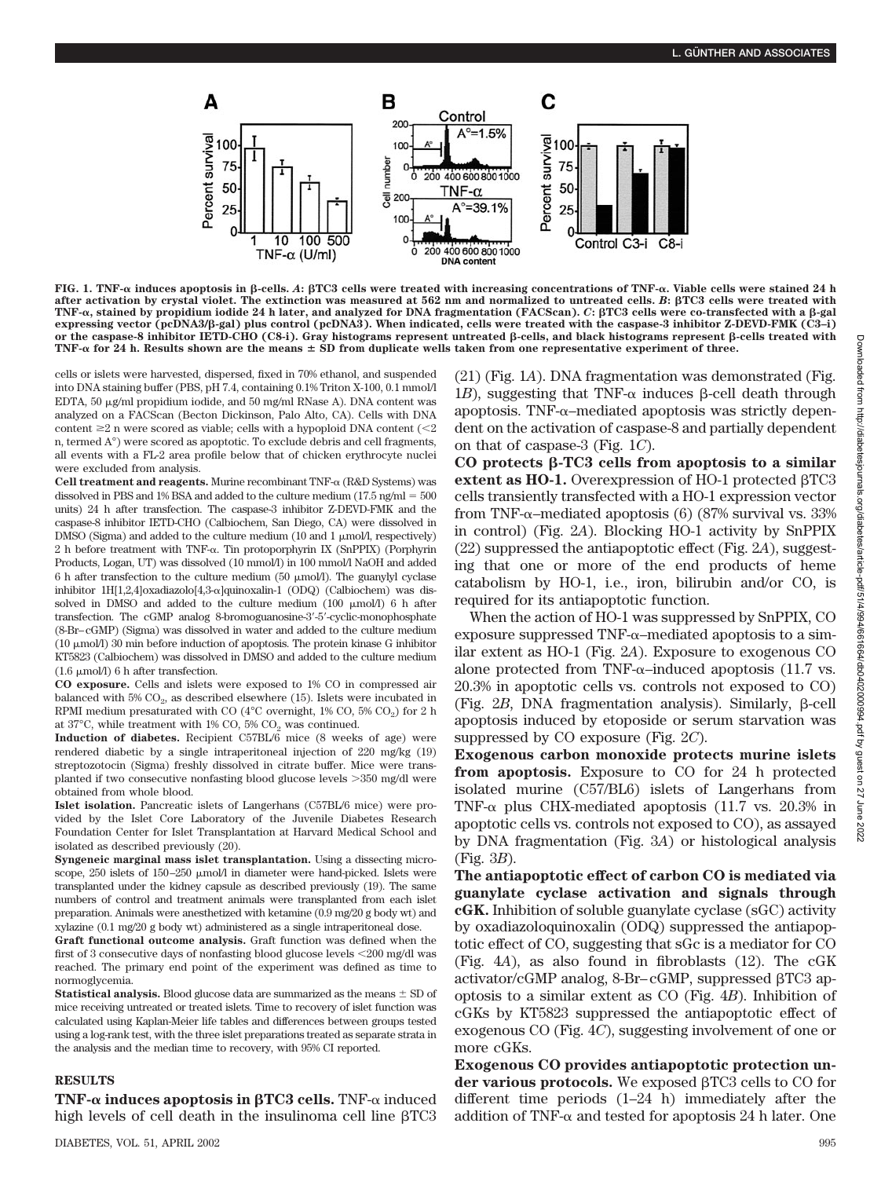FIG. 1. TNF-α induces apoptosis in β-cells. *A*: βTC3 cells were treated with increasing concentrations of TNF-α. Viable cells were stained 24 h after activation by crystal violet. The extinction was measured at 562 nm and normalized to untreated cells. *B*: βTC3 cells were treated with TNF-α, stained by propidium iodide 24 h later, and analyzed for DNA fragmentation (FACScan). *C*: βTC3 cells were co-transfected with a β-gal expressing vector (pcDNA3/β-gal) plus control (pcDNA3). When indicated, cells were treated with the caspase-3 inhibitor Z-DEVD-FMK (C3–i) or the caspase-8 inhibitor IETD-CHO (C8-i). Gray histograms represent untreated β-cells, and black histograms represent β-cells treated with TNF-α for 24 h. Results shown are the means ± SD from duplicate wells taken from one representative experiment of three.

cells or islets were harvested, dispersed, fixed in 70% ethanol, and suspended into DNA staining buffer (PBS, pH 7.4, containing 0.1% Triton X-100, 0.1 mmol/l EDTA, 50 μg/ml propidium iodide, and 50 mg/ml RNase A). DNA content was analyzed on a FACScan (Becton Dickinson, Palo Alto, CA). Cells with DNA content ≥2 n were scored as viable; cells with a hypoploid DNA content (<2 n, termed A°) were scored as apoptotic. To exclude debris and cell fragments, all events with a FL-2 area profile below that of chicken erythrocyte nuclei were excluded from analysis.

**Cell treatment and reagents.** Murine recombinant TNF-α (R&D Systems) was dissolved in PBS and 1% BSA and added to the culture medium (17.5 ng/ml = 500 units) 24 h after transfection. The caspase-3 inhibitor Z-DEVD-FMK and the caspase-8 inhibitor IETD-CHO (Calbiochem, San Diego, CA) were dissolved in DMSO (Sigma) and added to the culture medium (10 and 1 μmol/l, respectively) 2 h before treatment with TNF-α. Tin protoporphyrin IX (SnPPIX) (Porphyrin Products, Logan, UT) was dissolved (10 mmol/l) in 100 mmol/l NaOH and added 6 h after transfection to the culture medium (50 μmol/l). The guanylyl cyclase inhibitor 1H[1,2,4]oxadiazolo[4,3-α]quinoxalin-1 (ODQ) (Calbiochem) was dissolved in DMSO and added to the culture medium (100 μmol/l) 6 h after transfection. The cGMP analog 8-bromoguanosine-3′-5′-cyclic-monophosphate (8-Br–cGMP) (Sigma) was dissolved in water and added to the culture medium (10 μmol/l) 30 min before induction of apoptosis. The protein kinase G inhibitor KT5823 (Calbiochem) was dissolved in DMSO and added to the culture medium (1.6 μmol/l) 6 h after transfection.

**CO exposure.** Cells and islets were exposed to 1% CO in compressed air balanced with 5% $CO_2$, as described elsewhere (15). Islets were incubated in RPMI medium presaturated with CO (4°C overnight, 1% CO, 5% $CO_2$) for 2 h at 37°C, while treatment with 1% CO, 5% $CO_2$ was continued.

**Induction of diabetes.** Recipient C57BL/6 mice (8 weeks of age) were rendered diabetic by a single intraperitoneal injection of 220 mg/kg (19) streptozotocin (Sigma) freshly dissolved in citrate buffer. Mice were transplanted if two consecutive nonfasting blood glucose levels >350 mg/dl were obtained from whole blood.

**Islet isolation.** Pancreatic islets of Langerhans (C57BL/6 mice) were provided by the Islet Core Laboratory of the Juvenile Diabetes Research Foundation Center for Islet Transplantation at Harvard Medical School and isolated as described previously (20).

**Syngeneic marginal mass islet transplantation.** Using a dissecting microscope, 250 islets of 150–250 μmol/l in diameter were hand-picked. Islets were transplanted under the kidney capsule as described previously (19). The same numbers of control and treatment animals were transplanted from each islet preparation. Animals were anesthetized with ketamine (0.9 mg/20 g body wt) and xylazine (0.1 mg/20 g body wt) administered as a single intraperitoneal dose.

**Graft functional outcome analysis.** Graft function was defined when the first of 3 consecutive days of nonfasting blood glucose levels <200 mg/dl was reached. The primary end point of the experiment was defined as time to normoglycemia.

**Statistical analysis.** Blood glucose data are summarized as the means ± SD of mice receiving untreated or treated islets. Time to recovery of islet function was calculated using Kaplan-Meier life tables and differences between groups tested using a log-rank test, with the three islet preparations treated as separate strata in the analysis and the median time to recovery, with 95% CI reported.

## RESULTS

**TNF-α induces apoptosis in βTC3 cells.** TNF-α induced high levels of cell death in the insulinoma cell line βTC3 (21) (Fig. 1*A*). DNA fragmentation was demonstrated (Fig. 1*B*), suggesting that TNF-α induces β-cell death through apoptosis. TNF-α–mediated apoptosis was strictly dependent on the activation of caspase-8 and partially dependent on that of caspase-3 (Fig. 1*C*).

**CO protects β-TC3 cells from apoptosis to a similar extent as HO-1.** Overexpression of HO-1 protected βTC3 cells transiently transfected with a HO-1 expression vector from TNF-α–mediated apoptosis (6) (87% survival vs. 33% in control) (Fig. 2*A*). Blocking HO-1 activity by SnPPIX (22) suppressed the antiapoptotic effect (Fig. 2*A*), suggesting that one or more of the end products of heme catabolism by HO-1, i.e., iron, bilirubin and/or CO, is required for its antiapoptotic function.

When the action of HO-1 was suppressed by SnPPIX, CO exposure suppressed TNF-α–mediated apoptosis to a similar extent as HO-1 (Fig. 2*A*). Exposure to exogenous CO alone protected from TNF-α–induced apoptosis (11.7 vs. 20.3% in apoptotic cells vs. controls not exposed to CO) (Fig. 2*B*, DNA fragmentation analysis). Similarly, β-cell apoptosis induced by etoposide or serum starvation was suppressed by CO exposure (Fig. 2*C*).

**Exogenous carbon monoxide protects murine islets from apoptosis.** Exposure to CO for 24 h protected isolated murine (C57/BL6) islets of Langerhans from TNF-α plus CHX-mediated apoptosis (11.7 vs. 20.3% in apoptotic cells vs. controls not exposed to CO), as assayed by DNA fragmentation (Fig. 3*A*) or histological analysis (Fig. 3*B*).

**The antiapoptotic effect of carbon CO is mediated via guanylate cyclase activation and signals through cGK.** Inhibition of soluble guanylate cyclase (sGC) activity by oxadiazoloquinoxalin (ODQ) suppressed the antiapoptotic effect of CO, suggesting that sGc is a mediator for CO (Fig. 4*A*), as also found in fibroblasts (12). The cGK activator/cGMP analog, 8-Br–cGMP, suppressed βTC3 apoptosis to a similar extent as CO (Fig. 4*B*). Inhibition of cGKs by KT5823 suppressed the antiapoptotic effect of exogenous CO (Fig. 4*C*), suggesting involvement of one or more cGKs.

**Exogenous CO provides antiapoptotic protection under various protocols.** We exposed βTC3 cells to CO for different time periods (1–24 h) immediately after the addition of TNF-α and tested for apoptosis 24 h later. One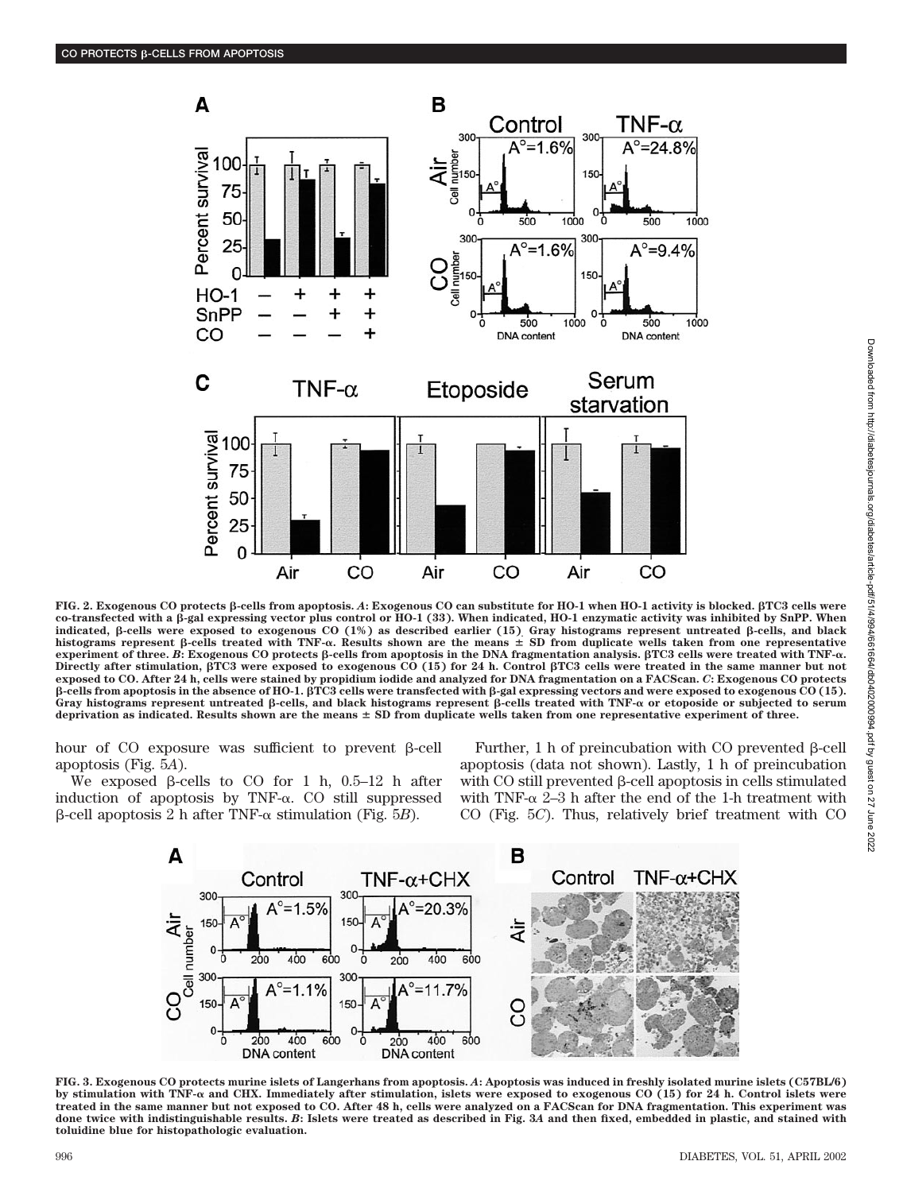FIG. 2. Exogenous CO protects β-cells from apoptosis. *A*: Exogenous CO can substitute for HO-1 when HO-1 activity is blocked. βTC3 cells were co-transfected with a β-gal expressing vector plus control or HO-1 (33). When indicated, HO-1 enzymatic activity was inhibited by SnPP. When indicated, β-cells were exposed to exogenous CO (1%) as described earlier (15). Gray histograms represent untreated β-cells, and black histograms represent β-cells treated with TNF-α. Results shown are the means ± SD from duplicate wells taken from one representative experiment of three. *B*: Exogenous CO protects β-cells from apoptosis in the DNA fragmentation analysis. βTC3 cells were treated with TNF-α. Directly after stimulation, βTC3 were exposed to exogenous CO (15) for 24 h. Control βTC3 cells were treated in the same manner but not exposed to CO. After 24 h, cells were stained by propidium iodide and analyzed for DNA fragmentation on a FACScan. *C*: Exogenous CO protects β-cells from apoptosis in the absence of HO-1. βTC3 cells were transfected with β-gal expressing vectors and were exposed to exogenous CO (15). Gray histograms represent untreated β-cells, and black histograms represent β-cells treated with TNF-α or etoposide or subjected to serum deprivation as indicated. Results shown are the means ± SD from duplicate wells taken from one representative experiment of three.

hour of CO exposure was sufficient to prevent β-cell apoptosis (Fig. 5*A*).

We exposed β-cells to CO for 1 h, 0.5–12 h after induction of apoptosis by TNF-α. CO still suppressed β-cell apoptosis 2 h after TNF-α stimulation (Fig. 5*B*).

Further, 1 h of preincubation with CO prevented β-cell apoptosis (data not shown). Lastly, 1 h of preincubation with CO still prevented β-cell apoptosis in cells stimulated with TNF-α 2–3 h after the end of the 1-h treatment with CO (Fig. 5*C*). Thus, relatively brief treatment with CO

FIG. 3. Exogenous CO protects murine islets of Langerhans from apoptosis. *A*: Apoptosis was induced in freshly isolated murine islets (C57BL/6) by stimulation with TNF-α and CHX. Immediately after stimulation, islets were exposed to exogenous CO (15) for 24 h. Control islets were treated in the same manner but not exposed to CO. After 48 h, cells were analyzed on a FACScan for DNA fragmentation. This experiment was done twice with indistinguishable results. *B*: Islets were treated as described in Fig. 3*A* and then fixed, embedded in plastic, and stained with toluidine blue for histopathologic evaluation.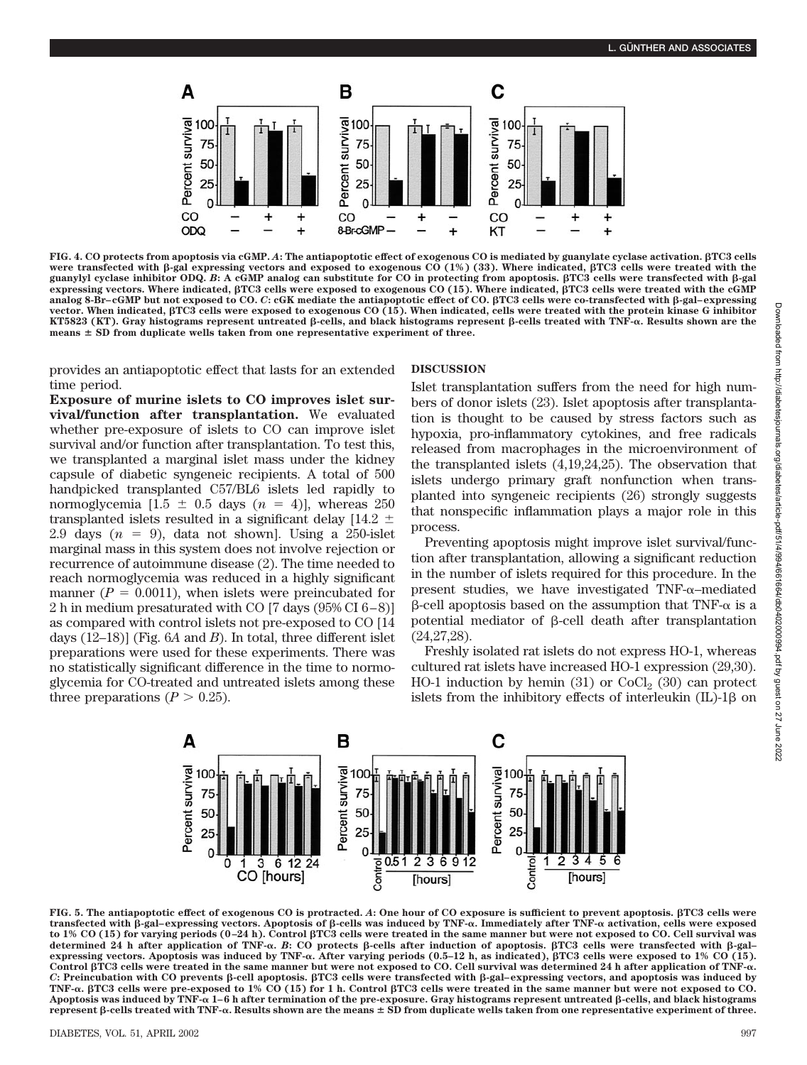FIG. 4. CO protects from apoptosis via cGMP. *A*: The antiapoptotic effect of exogenous CO is mediated by guanylate cyclase activation. βTC3 cells were transfected with β-gal expressing vectors and exposed to exogenous CO (1%) (33). Where indicated, βTC3 cells were treated with the guanylyl cyclase inhibitor ODQ. *B*: A cGMP analog can substitute for CO in protecting from apoptosis. βTC3 cells were transfected with β-gal expressing vectors. Where indicated, βTC3 cells were exposed to exogenous CO (15). Where indicated, βTC3 cells were treated with the cGMP analog 8-Br–cGMP but not exposed to CO. *C*: cGK mediate the antiapoptotic effect of CO. βTC3 cells were co-transfected with β-gal–expressing vector. When indicated, βTC3 cells were exposed to exogenous CO (15). When indicated, cells were treated with the protein kinase G inhibitor KT5823 (KT). Gray histograms represent untreated β-cells, and black histograms represent β-cells treated with TNF-α. Results shown are the means ± SD from duplicate wells taken from one representative experiment of three.

provides an antiapoptotic effect that lasts for an extended time period.

**Exposure of murine islets to CO improves islet survival/function after transplantation.** We evaluated whether pre-exposure of islets to CO can improve islet survival and/or function after transplantation. To test this, we transplanted a marginal islet mass under the kidney capsule of diabetic syngeneic recipients. A total of 500 handpicked transplanted C57/BL6 islets led rapidly to normoglycemia [1.5 ± 0.5 days ($n$ = 4)], whereas 250 transplanted islets resulted in a significant delay [14.2 ± 2.9 days ($n$ = 9), data not shown]. Using a 250-islet marginal mass in this system does not involve rejection or recurrence of autoimmune disease (2). The time needed to reach normoglycemia was reduced in a highly significant manner ($P$ = 0.0011), when islets were preincubated for 2 h in medium presaturated with CO [7 days (95% CI 6–8)] as compared with control islets not pre-exposed to CO [14 days (12–18)] (Fig. 6*A* and *B*). In total, three different islet preparations were used for these experiments. There was no statistically significant difference in the time to normoglycemia for CO-treated and untreated islets among these three preparations ($P$ > 0.25).

## DISCUSSION

Islet transplantation suffers from the need for high numbers of donor islets (23). Islet apoptosis after transplantation is thought to be caused by stress factors such as hypoxia, pro-inflammatory cytokines, and free radicals released from macrophages in the microenvironment of the transplanted islets (4,19,24,25). The observation that islets undergo primary graft nonfunction when transplanted into syngeneic recipients (26) strongly suggests that nonspecific inflammation plays a major role in this process.

Preventing apoptosis might improve islet survival/function after transplantation, allowing a significant reduction in the number of islets required for this procedure. In the present studies, we have investigated TNF-α–mediated β-cell apoptosis based on the assumption that TNF-α is a potential mediator of β-cell death after transplantation (24,27,28).

Freshly isolated rat islets do not express HO-1, whereas cultured rat islets have increased HO-1 expression (29,30). HO-1 induction by hemin (31) or $CoCl_2$ (30) can protect islets from the inhibitory effects of interleukin (IL)-1β on

FIG. 5. The antiapoptotic effect of exogenous CO is protracted. *A*: One hour of CO exposure is sufficient to prevent apoptosis. βTC3 cells were transfected with β-gal–expressing vectors. Apoptosis of β-cells was induced by TNF-α. Immediately after TNF-α activation, cells were exposed to 1% CO (15) for varying periods (0–24 h). Control βTC3 cells were treated in the same manner but were not exposed to CO. Cell survival was determined 24 h after application of TNF-α. *B*: CO protects β-cells after induction of apoptosis. βTC3 cells were transfected with β-gal–expressing vectors. Apoptosis was induced by TNF-α. After varying periods (0.5–12 h, as indicated), βTC3 cells were exposed to 1% CO (15). Control βTC3 cells were treated in the same manner but were not exposed to CO. Cell survival was determined 24 h after application of TNF-α. *C*: Preincubation with CO prevents β-cell apoptosis. βTC3 cells were transfected with β-gal–expressing vectors, and apoptosis was induced by TNF-α. βTC3 cells were pre-exposed to 1% CO (15) for 1 h. Control βTC3 cells were treated in the same manner but were not exposed to CO. Apoptosis was induced by TNF-α 1–6 h after termination of the pre-exposure. Gray histograms represent untreated β-cells, and black histograms represent β-cells treated with TNF-α. Results shown are the means ± SD from duplicate wells taken from one representative experiment of three.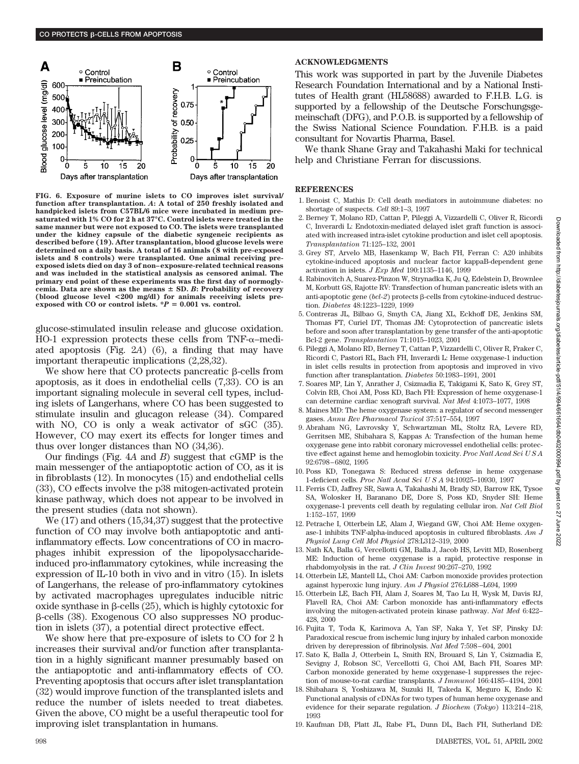FIG. 6. Exposure of murine islets to CO improves islet survival/function after transplantation. *A*: A total of 250 freshly isolated and handpicked islets from C57BL/6 mice were incubated in medium presaturated with 1% CO for 2 h at 37°C. Control islets were treated in the same manner but were not exposed to CO. The islets were transplanted under the kidney capsule of the diabetic syngeneic recipients as described before (19). After transplantation, blood glucose levels were determined on a daily basis. A total of 16 animals (8 with pre-exposed islets and 8 controls) were transplanted. One animal receiving pre-exposed islets died on day 3 of non–exposure-related technical reasons and was included in the statistical analysis as censored animal. The primary end point of these experiments was the first day of normoglycemia. Data are shown as the means ± SD. *B*: Probability of recovery (blood glucose level <200 mg/dl) for animals receiving islets pre-exposed with CO or control islets. \*$P = 0.001$ vs. control.

glucose-stimulated insulin release and glucose oxidation. HO-1 expression protects these cells from TNF-α–mediated apoptosis (Fig. 2*A*) (6), a finding that may have important therapeutic implications (2,28,32).

We show here that CO protects pancreatic β-cells from apoptosis, as it does in endothelial cells (7,33). CO is an important signaling molecule in several cell types, including islets of Langerhans, where CO has been suggested to stimulate insulin and glucagon release (34). Compared with NO, CO is only a weak activator of sGC (35). However, CO may exert its effects for longer times and thus over longer distances than NO (34,36).

Our findings (Fig. 4*A* and *B*) suggest that cGMP is the main messenger of the antiapoptotic action of CO, as it is in fibroblasts (12). In monocytes (15) and endothelial cells (33), CO effects involve the p38 mitogen-activated protein kinase pathway, which does not appear to be involved in the present studies (data not shown).

We (17) and others (15,34,37) suggest that the protective function of CO may involve both antiapoptotic and anti-inflammatory effects. Low concentrations of CO in macrophages inhibit expression of the lipopolysaccharide-induced pro-inflammatory cytokines, while increasing the expression of IL-10 both in vivo and in vitro (15). In islets of Langerhans, the release of pro-inflammatory cytokines by activated macrophages upregulates inducible nitric oxide synthase in β-cells (25), which is highly cytotoxic for β-cells (38). Exogenous CO also suppresses NO production in islets (37), a potential direct protective effect.

We show here that pre-exposure of islets to CO for 2 h increases their survival and/or function after transplantation in a highly significant manner presumably based on the antiapoptotic and anti-inflammatory effects of CO. Preventing apoptosis that occurs after islet transplantation (32) would improve function of the transplanted islets and reduce the number of islets needed to treat diabetes. Given the above, CO might be a useful therapeutic tool for improving islet transplantation in humans.

## ACKNOWLEDGMENTS

This work was supported in part by the Juvenile Diabetes Research Foundation International and by a National Institutes of Health grant (HL58688) awarded to F.H.B. L.G. is supported by a fellowship of the Deutsche Forschungsgemeinschaft (DFG), and P.O.B. is supported by a fellowship of the Swiss National Science Foundation. F.H.B. is a paid consultant for Novartis Pharma, Basel.

We thank Shane Gray and Takahashi Maki for technical help and Christiane Ferran for discussions.

## REFERENCES

1. Benoist C, Mathis D: Cell death mediators in autoimmune diabetes: no shortage of suspects. *Cell* 89:1–3, 1997
2. Berney T, Molano RD, Cattan P, Pileggi A, Vizzardelli C, Oliver R, Ricordi C, Inverardi L: Endotoxin-mediated delayed islet graft function is associated with increased intra-islet cytokine production and islet cell apoptosis. *Transplantation* 71:125–132, 2001
3. Grey ST, Arvelo MB, Hasenkamp W, Bach FH, Ferran C: A20 inhibits cytokine-induced apoptosis and nuclear factor kappaB-dependent gene activation in islets. *J Exp Med* 190:1135–1146, 1999
4. Rabinovitch A, Suarez-Pinzon W, Strynadka K, Ju Q, Edelstein D, Brownlee M, Korbutt GS, Rajotte RV: Transfection of human pancreatic islets with an anti-apoptotic gene (*bcl-2*) protects β-cells from cytokine-induced destruction. *Diabetes* 48:1223–1229, 1999
5. Contreras JL, Bilbao G, Smyth CA, Jiang XL, Eckhoff DE, Jenkins SM, Thomas FT, Curiel DT, Thomas JM: Cytoprotection of pancreatic islets before and soon after transplantation by gene transfer of the anti-apoptotic Bcl-2 gene. *Transplantation* 71:1015–1023, 2001
6. Pileggi A, Molano RD, Berney T, Cattan P, Vizzardelli C, Oliver R, Fraker C, Ricordi C, Pastori RL, Bach FH, Inverardi L: Heme oxygenase-1 induction in islet cells results in protection from apoptosis and improved in vivo function after transplantation. *Diabetes* 50:1983–1991, 2001
7. Soares MP, Lin Y, Anrather J, Csizmadia E, Takigami K, Sato K, Grey ST, Colvin RB, Choi AM, Poss KD, Bach FH: Expression of heme oxygenase-1 can determine cardiac xenograft survival. *Nat Med* 4:1073–1077, 1998
8. Maines MD: The heme oxygenase system: a regulator of second messenger gases. *Annu Rev Pharmacol Toxicol* 37:517–554, 1997
9. Abraham NG, Lavrovsky Y, Schwartzman ML, Stoltz RA, Levere RD, Gerritsen ME, Shibahara S, Kappas A: Transfection of the human heme oxygenase gene into rabbit coronary microvessel endothelial cells: protective effect against heme and hemoglobin toxicity. *Proc Natl Acad Sci U S A* 92:6798–6802, 1995
10. Poss KD, Tonegawa S: Reduced stress defense in heme oxygenase 1-deficient cells. *Proc Natl Acad Sci U S A* 94:10925–10930, 1997
11. Ferris CD, Jaffrey SR, Sawa A, Takahashi M, Brady SD, Barrow RK, Tysoe SA, Wolosker H, Baranano DE, Dore S, Poss KD, Snyder SH: Heme oxygenase-1 prevents cell death by regulating cellular iron. *Nat Cell Biol* 1:152–157, 1999
12. Petrache I, Otterbein LE, Alam J, Wiegand GW, Choi AM: Heme oxygenase-1 inhibits TNF-alpha-induced apoptosis in cultured fibroblasts. *Am J Physiol Lung Cell Mol Physiol* 278:L312–319, 2000
13. Nath KA, Balla G, Vercellotti GM, Balla J, Jacob HS, Levitt MD, Rosenberg ME: Induction of heme oxygenase is a rapid, protective response in rhabdomyolysis in the rat. *J Clin Invest* 90:267–270, 1992
14. Otterbein LE, Mantell LL, Choi AM: Carbon monoxide provides protection against hyperoxic lung injury. *Am J Physiol* 276:L688–L694, 1999
15. Otterbein LE, Bach FH, Alam J, Soares M, Tao Lu H, Wysk M, Davis RJ, Flavell RA, Choi AM: Carbon monoxide has anti-inflammatory effects involving the mitogen-activated protein kinase pathway. *Nat Med* 6:422–428, 2000
16. Fujita T, Toda K, Karimova A, Yan SF, Naka Y, Yet SF, Pinsky DJ: Paradoxical rescue from ischemic lung injury by inhaled carbon monoxide driven by derepression of fibrinolysis. *Nat Med* 7:598–604, 2001
17. Sato K, Balla J, Otterbein L, Smith RN, Brouard S, Lin Y, Csizmadia E, Sevigny J, Robson SC, Vercellotti G, Choi AM, Bach FH, Soares MP: Carbon monoxide generated by heme oxygenase-1 suppresses the rejection of mouse-to-rat cardiac transplants. *J Immunol* 166:4185–4194, 2001
18. Shibahara S, Yoshizawa M, Suzuki H, Takeda K, Meguro K, Endo K: Functional analysis of cDNAs for two types of human heme oxygenase and evidence for their separate regulation. *J Biochem* (*Tokyo*) 113:214–218, 1993
19. Kaufman DB, Platt JL, Rabe FL, Dunn DL, Bach FH, Sutherland DE: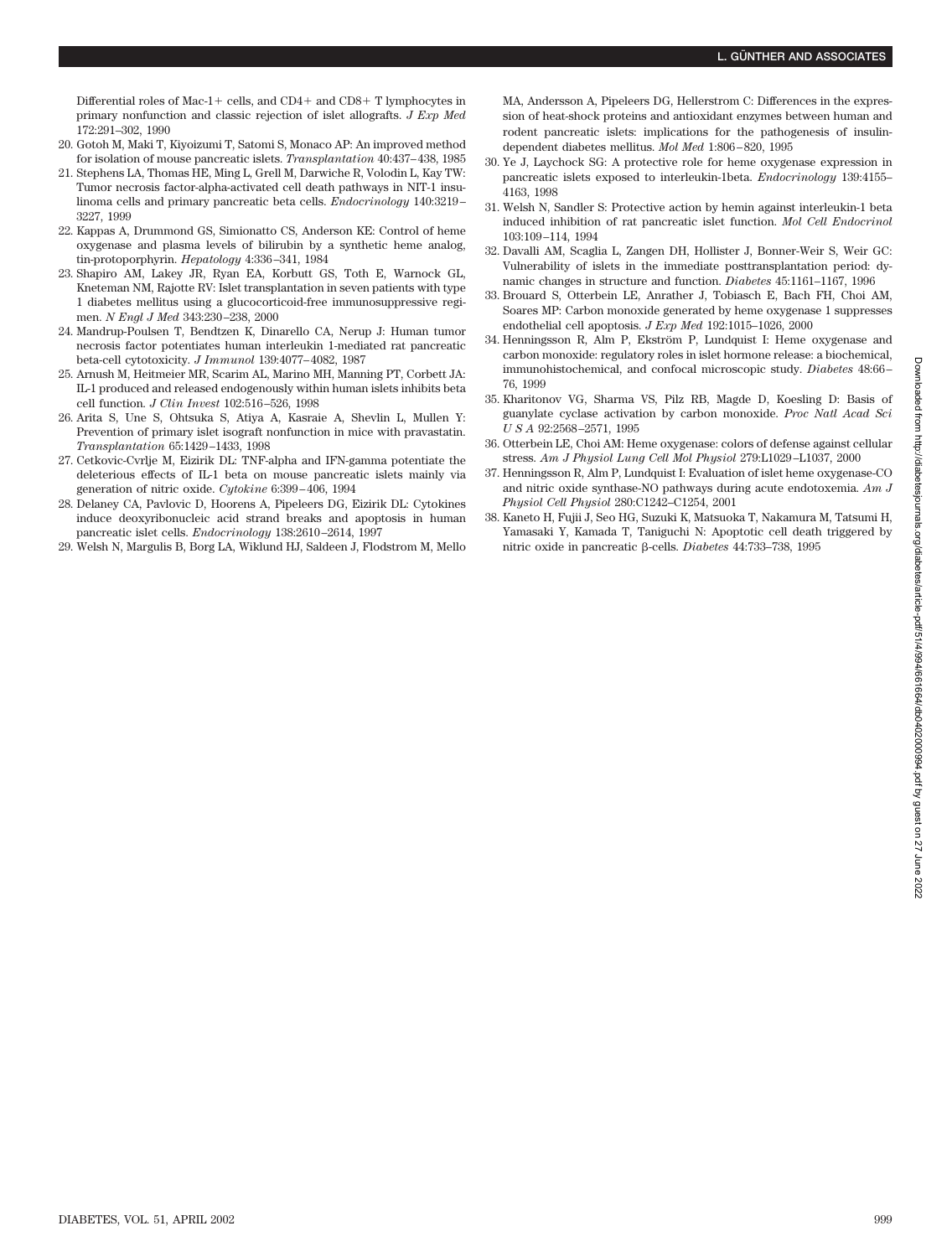Differential roles of Mac-1+ cells, and CD4+ and CD8+ T lymphocytes in primary nonfunction and classic rejection of islet allografts. *J Exp Med* 172:291–302, 1990

20. Gotoh M, Maki T, Kiyoizumi T, Satomi S, Monaco AP: An improved method for isolation of mouse pancreatic islets. *Transplantation* 40:437–438, 1985
21. Stephens LA, Thomas HE, Ming L, Grell M, Darwiche R, Volodin L, Kay TW: Tumor necrosis factor-alpha-activated cell death pathways in NIT-1 insulinoma cells and primary pancreatic beta cells. *Endocrinology* 140:3219–3227, 1999
22. Kappas A, Drummond GS, Simionatto CS, Anderson KE: Control of heme oxygenase and plasma levels of bilirubin by a synthetic heme analog, tin-protoporphyrin. *Hepatology* 4:336–341, 1984
23. Shapiro AM, Lakey JR, Ryan EA, Korbutt GS, Toth E, Warnock GL, Kneteman NM, Rajotte RV: Islet transplantation in seven patients with type 1 diabetes mellitus using a glucocorticoid-free immunosuppressive regimen. *N Engl J Med* 343:230–238, 2000
24. Mandrup-Poulsen T, Bendtzen K, Dinarello CA, Nerup J: Human tumor necrosis factor potentiates human interleukin 1-mediated rat pancreatic beta-cell cytotoxicity. *J Immunol* 139:4077–4082, 1987
25. Arnush M, Heitmeier MR, Scarim AL, Marino MH, Manning PT, Corbett JA: IL-1 produced and released endogenously within human islets inhibits beta cell function. *J Clin Invest* 102:516–526, 1998
26. Arita S, Une S, Ohtsuka S, Atiya A, Kasraie A, Shevlin L, Mullen Y: Prevention of primary islet isograft nonfunction in mice with pravastatin. *Transplantation* 65:1429–1433, 1998
27. Cetkovic-Cvrlje M, Eizirik DL: TNF-alpha and IFN-gamma potentiate the deleterious effects of IL-1 beta on mouse pancreatic islets mainly via generation of nitric oxide. *Cytokine* 6:399–406, 1994
28. Delaney CA, Pavlovic D, Hoorens A, Pipeleers DG, Eizirik DL: Cytokines induce deoxyribonucleic acid strand breaks and apoptosis in human pancreatic islet cells. *Endocrinology* 138:2610–2614, 1997
29. Welsh N, Margulis B, Borg LA, Wiklund HJ, Saldeen J, Flodstrom M, Mello MA, Andersson A, Pipeleers DG, Hellerstrom C: Differences in the expression of heat-shock proteins and antioxidant enzymes between human and rodent pancreatic islets: implications for the pathogenesis of insulin-dependent diabetes mellitus. *Mol Med* 1:806–820, 1995
30. Ye J, Laychock SG: A protective role for heme oxygenase expression in pancreatic islets exposed to interleukin-1beta. *Endocrinology* 139:4155–4163, 1998
31. Welsh N, Sandler S: Protective action by hemin against interleukin-1 beta induced inhibition of rat pancreatic islet function. *Mol Cell Endocrinol* 103:109–114, 1994
32. Davalli AM, Scaglia L, Zangen DH, Hollister J, Bonner-Weir S, Weir GC: Vulnerability of islets in the immediate posttransplantation period: dynamic changes in structure and function. *Diabetes* 45:1161–1167, 1996
33. Brouard S, Otterbein LE, Anrather J, Tobiasch E, Bach FH, Choi AM, Soares MP: Carbon monoxide generated by heme oxygenase 1 suppresses endothelial cell apoptosis. *J Exp Med* 192:1015–1026, 2000
34. Henningsson R, Alm P, Ekström P, Lundquist I: Heme oxygenase and carbon monoxide: regulatory roles in islet hormone release: a biochemical, immunohistochemical, and confocal microscopic study. *Diabetes* 48:66–76, 1999
35. Kharitonov VG, Sharma VS, Pilz RB, Magde D, Koesling D: Basis of guanylate cyclase activation by carbon monoxide. *Proc Natl Acad Sci U S A* 92:2568–2571, 1995
36. Otterbein LE, Choi AM: Heme oxygenase: colors of defense against cellular stress. *Am J Physiol Lung Cell Mol Physiol* 279:L1029–L1037, 2000
37. Henningsson R, Alm P, Lundquist I: Evaluation of islet heme oxygenase-CO and nitric oxide synthase-NO pathways during acute endotoxemia. *Am J Physiol Cell Physiol* 280:C1242–C1254, 2001
38. Kaneto H, Fujii J, Seo HG, Suzuki K, Matsuoka T, Nakamura M, Tatsumi H, Yamasaki Y, Kamada T, Taniguchi N: Apoptotic cell death triggered by nitric oxide in pancreatic β-cells. *Diabetes* 44:733–738, 1995